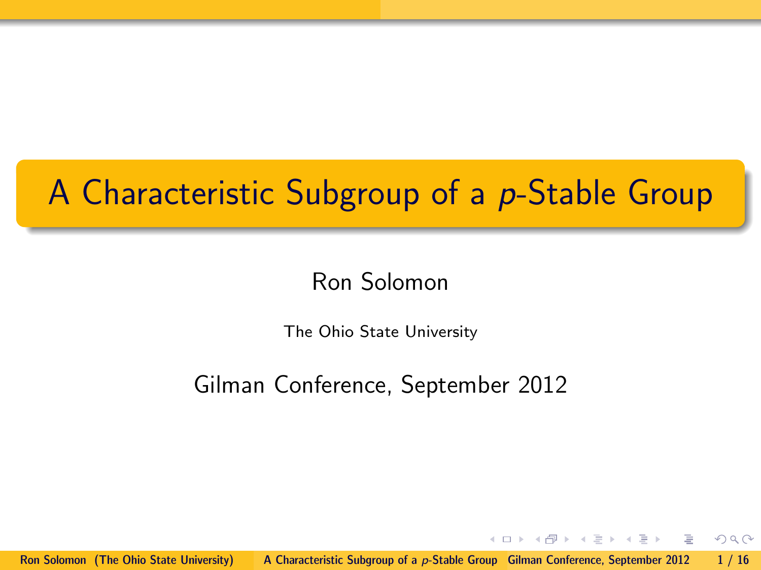# A Characteristic Subgroup of a $p$-Stable Group

Ron Solomon

The Ohio State University

Gilman Conference, September 2012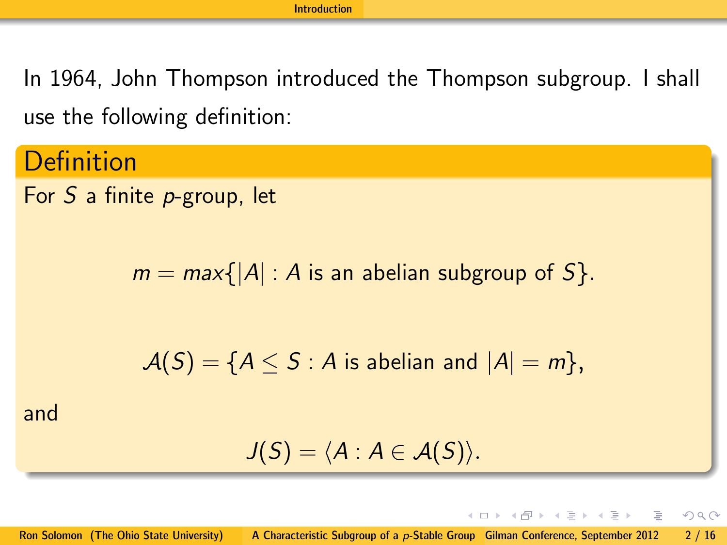In 1964, John Thompson introduced the Thompson subgroup. I shall use the following definition:

## Definition

For $S$ a finite $p$-group, let

$$m = max\{|A| : A \text{ is an abelian subgroup of } S\}.$$

$$\mathcal{A}(S) = \{A \leq S : A \text{ is abelian and } |A| = m\},$$

and

$$J(S) = \langle A : A \in \mathcal{A}(S)\rangle.$$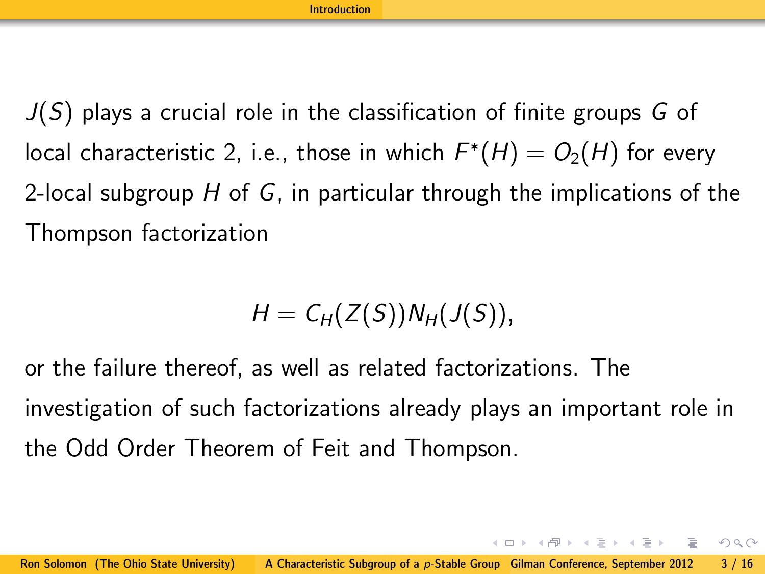$J(S)$ plays a crucial role in the classification of finite groups $G$ of local characteristic 2, i.e., those in which $F^*(H) = O_2(H)$ for every 2-local subgroup $H$ of $G$, in particular through the implications of the Thompson factorization

$$H = C_H(Z(S))N_H(J(S)),$$

or the failure thereof, as well as related factorizations. The investigation of such factorizations already plays an important role in the Odd Order Theorem of Feit and Thompson.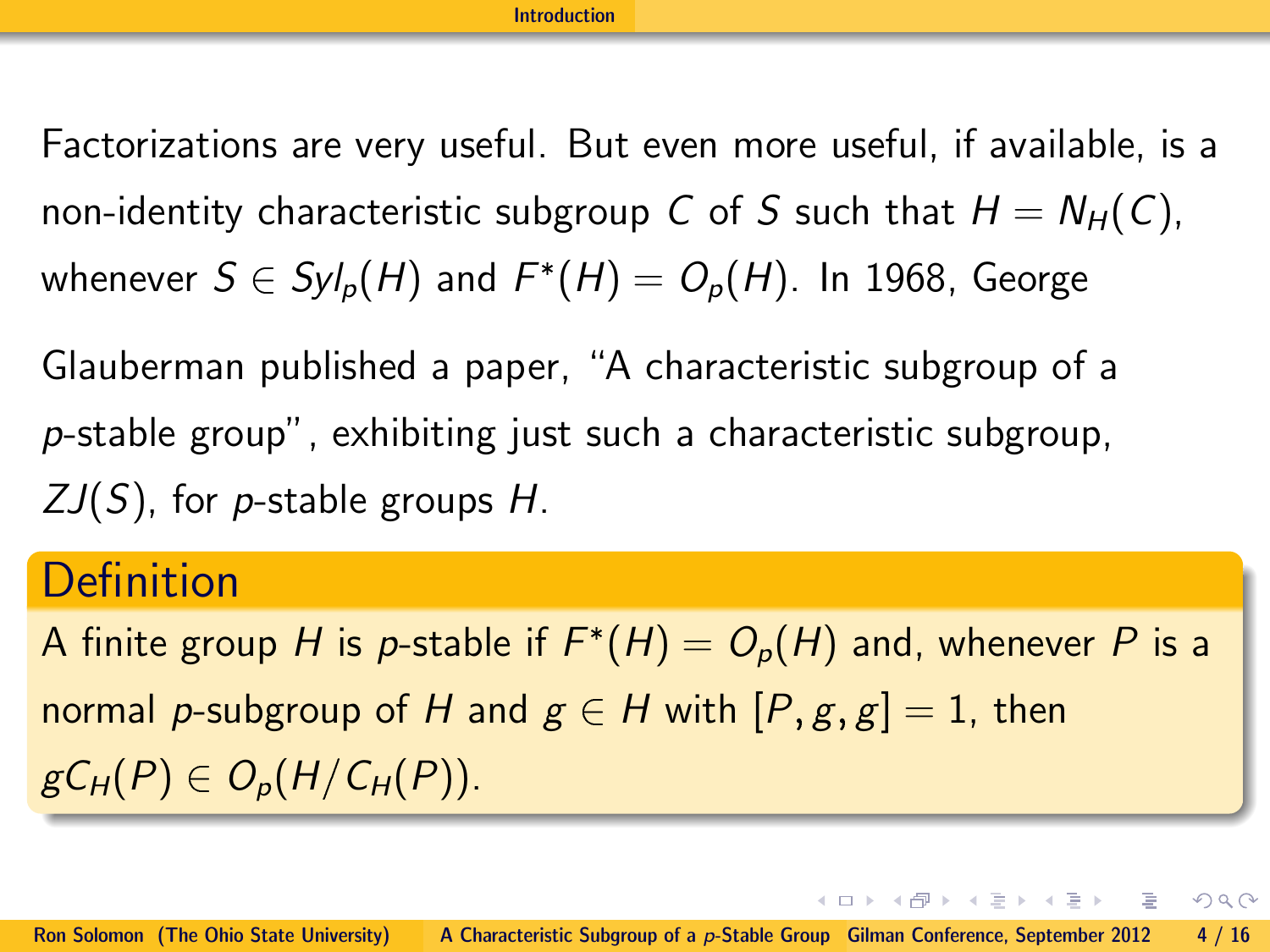Factorizations are very useful. But even more useful, if available, is a non-identity characteristic subgroup $C$ of $S$ such that $H = N_H(C)$, whenever $S \in Syl_p(H)$ and $F^*(H) = O_p(H)$. In 1968, George Glauberman published a paper, "A characteristic subgroup of a $p$-stable group", exhibiting just such a characteristic subgroup, $ZJ(S)$, for $p$-stable groups $H$.

### Definition

A finite group $H$ is $p$-stable if $F^*(H) = O_p(H)$ and, whenever $P$ is a normal $p$-subgroup of $H$ and $g \in H$ with $[P, g, g] = 1$, then $gC_H(P) \in O_p(H/C_H(P))$.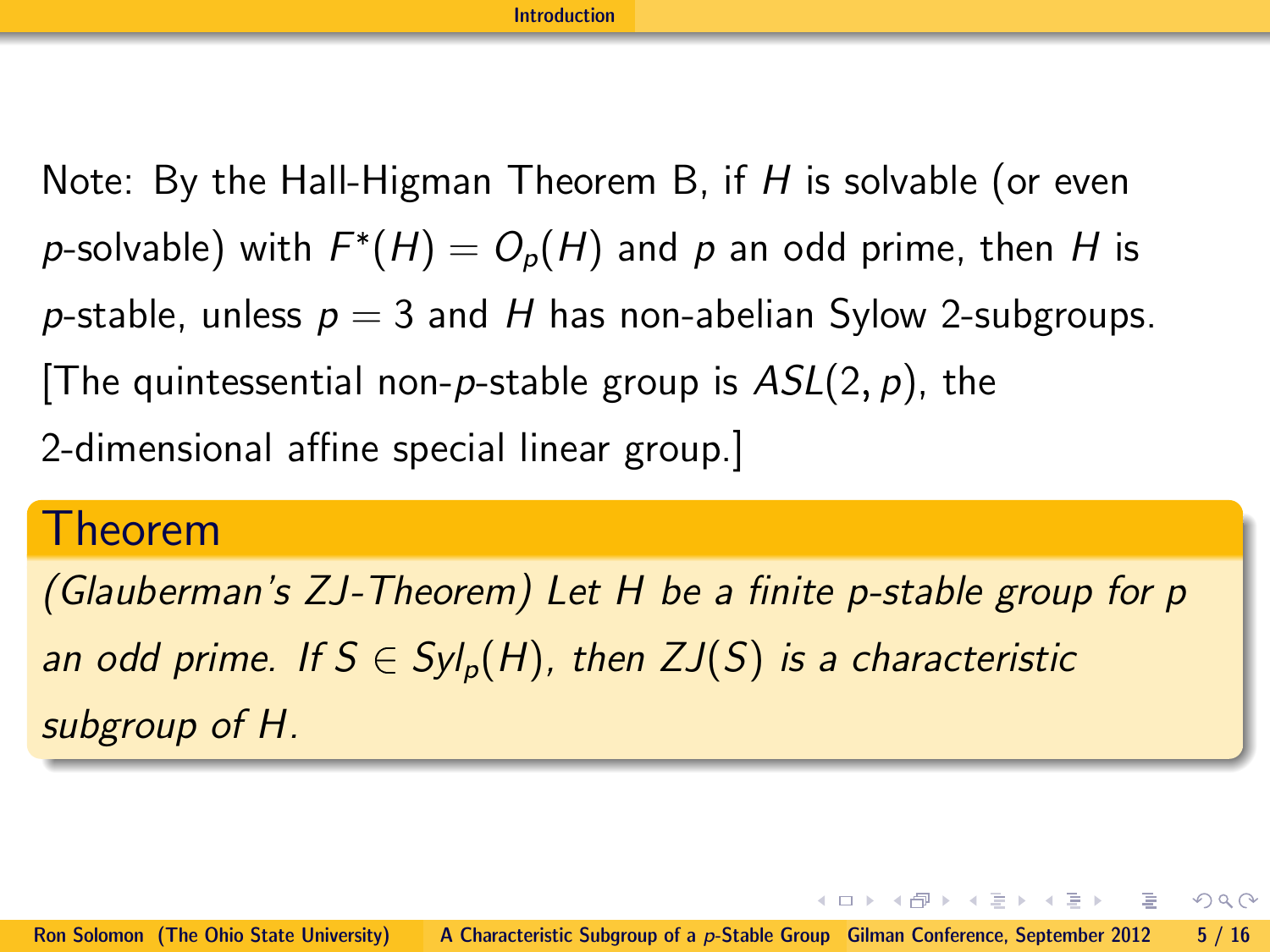Note: By the Hall-Higman Theorem B, if $H$ is solvable (or even $p$-solvable) with $F^*(H) = O_p(H)$ and $p$ an odd prime, then $H$ is $p$-stable, unless $p = 3$ and $H$ has non-abelian Sylow 2-subgroups. [The quintessential non-$p$-stable group is $ASL(2, p)$, the 2-dimensional affine special linear group.]

**Theorem**

*(Glauberman's ZJ-Theorem) Let $H$ be a finite $p$-stable group for $p$ an odd prime. If $S \in Syl_p(H)$, then $ZJ(S)$ is a characteristic subgroup of $H$.*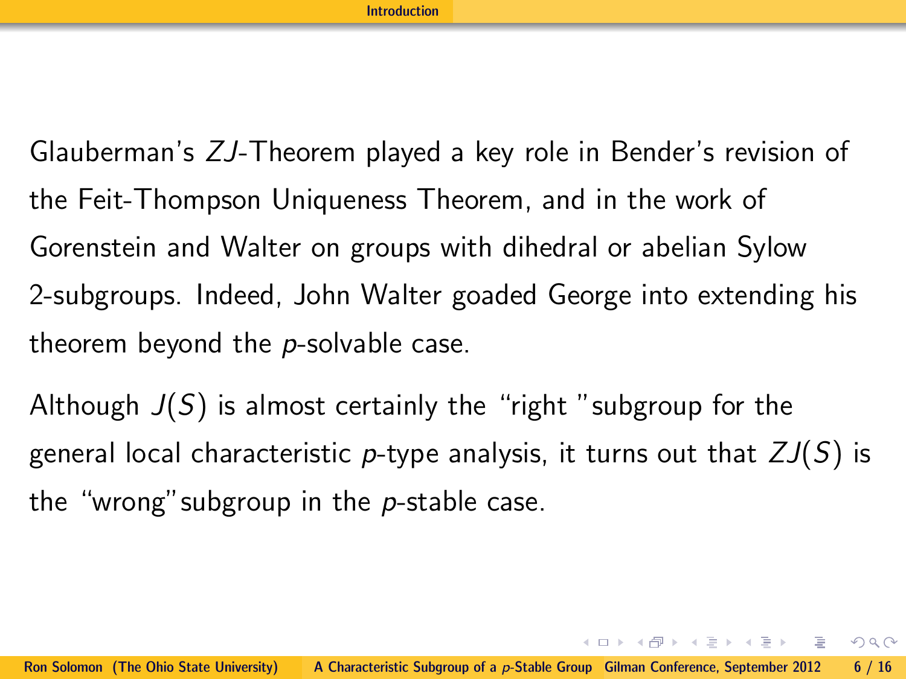Glauberman's $ZJ$-Theorem played a key role in Bender's revision of the Feit-Thompson Uniqueness Theorem, and in the work of Gorenstein and Walter on groups with dihedral or abelian Sylow 2-subgroups. Indeed, John Walter goaded George into extending his theorem beyond the $p$-solvable case.

Although $J(S)$ is almost certainly the "right" subgroup for the general local characteristic $p$-type analysis, it turns out that $ZJ(S)$ is the "wrong" subgroup in the $p$-stable case.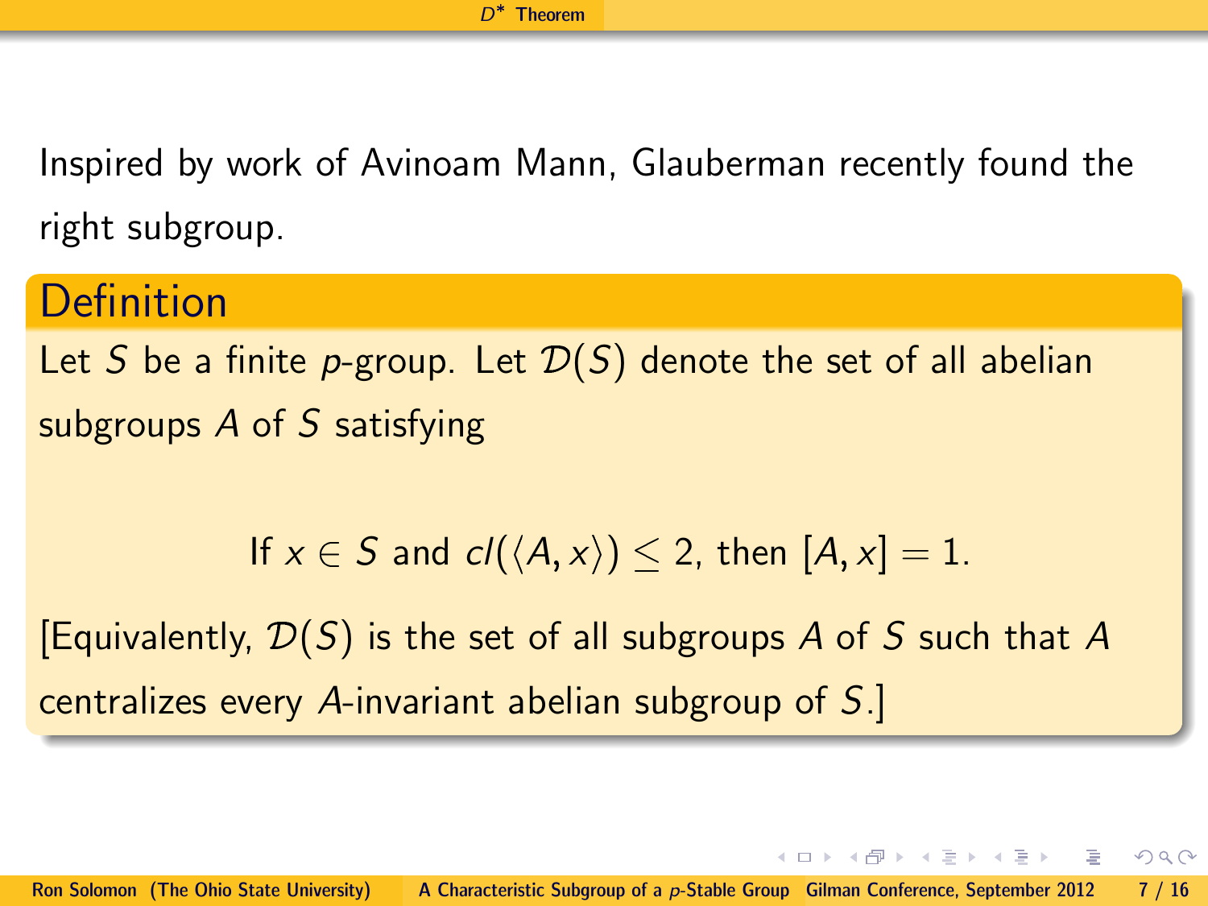Inspired by work of Avinoam Mann, Glauberman recently found the right subgroup.

## Definition

Let $S$ be a finite $p$-group. Let $\mathcal{D}(S)$ denote the set of all abelian subgroups $A$ of $S$ satisfying

$$\text{If } x \in S \text{ and } cl(\langle A, x \rangle) \leq 2, \text{ then } [A, x] = 1.$$

[Equivalently, $\mathcal{D}(S)$ is the set of all subgroups $A$ of $S$ such that $A$ centralizes every $A$-invariant abelian subgroup of $S$.]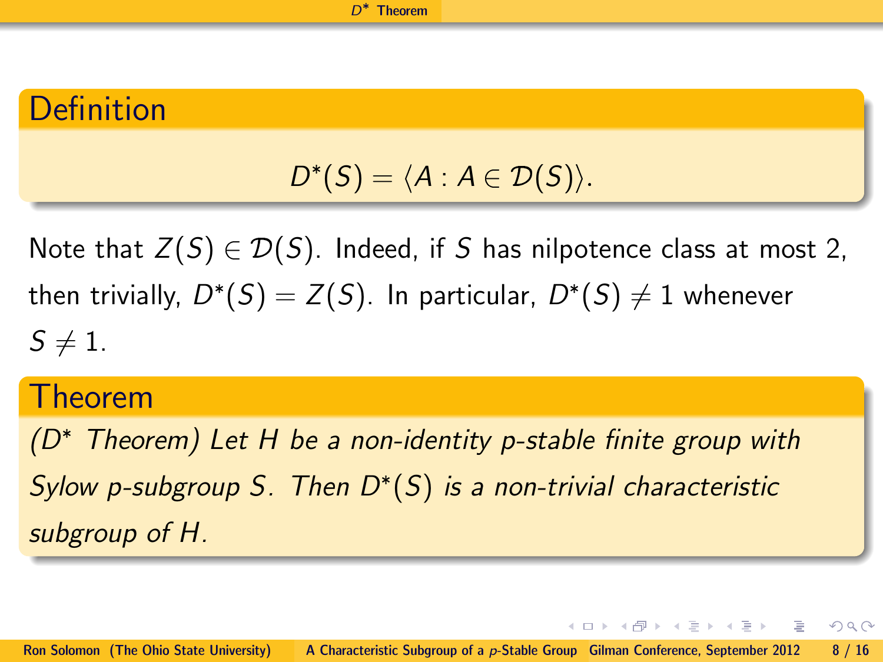## Definition

$$D^*(S) = \langle A : A \in \mathcal{D}(S) \rangle.$$

Note that $Z(S) \in \mathcal{D}(S)$. Indeed, if $S$ has nilpotence class at most 2, then trivially, $D^*(S) = Z(S)$. In particular, $D^*(S) \neq 1$ whenever $S \neq 1$.

## Theorem

*($D^*$ Theorem) Let $H$ be a non-identity $p$-stable finite group with Sylow $p$-subgroup $S$. Then $D^*(S)$ is a non-trivial characteristic subgroup of $H$.*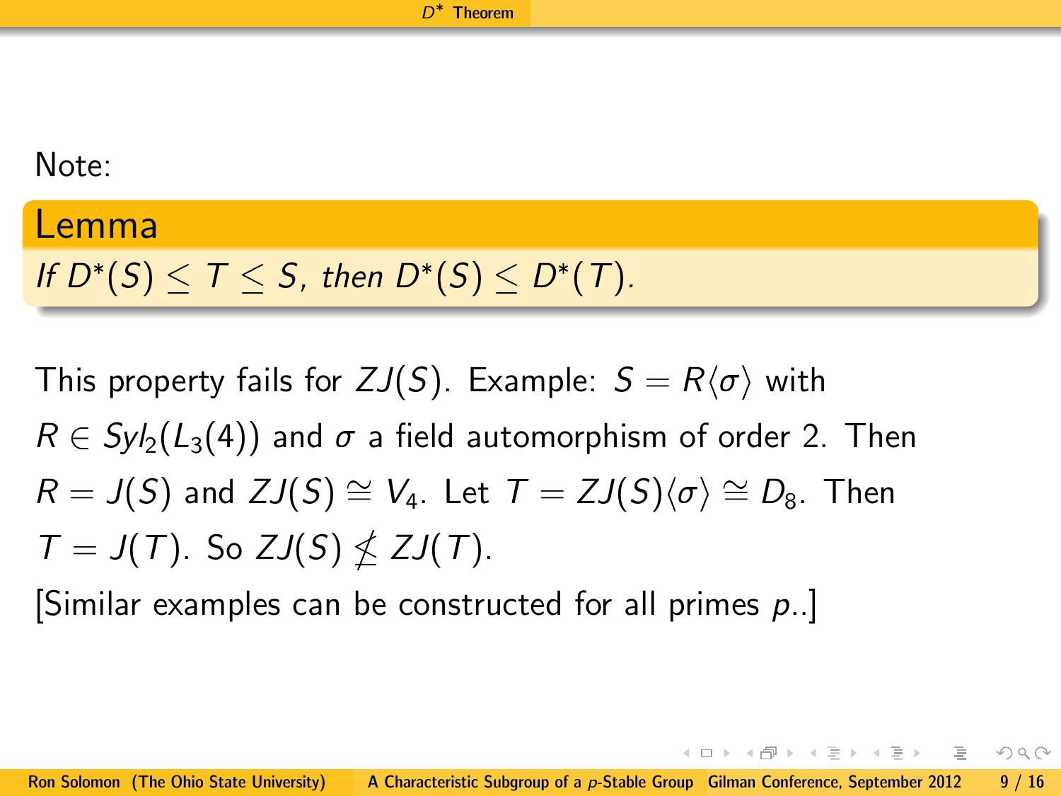Note:

**Lemma**

*If $D^*(S) \leq T \leq S$, then $D^*(S) \leq D^*(T)$.*

This property fails for $ZJ(S)$. Example: $S = R\langle\sigma\rangle$ with $R \in Syl_2(L_3(4))$ and $\sigma$ a field automorphism of order 2. Then $R = J(S)$ and $ZJ(S) \cong V_4$. Let $T = ZJ(S)\langle\sigma\rangle \cong D_8$. Then $T = J(T)$. So $ZJ(S) \not\leq ZJ(T)$.

[Similar examples can be constructed for all primes $p$..]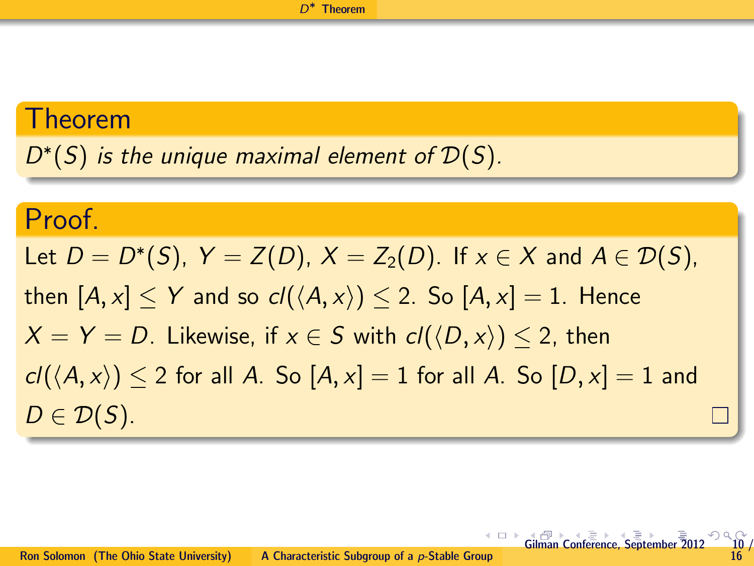**Theorem**

*$D^*(S)$ is the unique maximal element of $\mathcal{D}(S)$.*

**Proof.**

Let $D = D^*(S)$, $Y = Z(D)$, $X = Z_2(D)$. If $x \in X$ and $A \in \mathcal{D}(S)$, then $[A, x] \leq Y$ and so $cl(\langle A, x\rangle) \leq 2$. So $[A, x] = 1$. Hence $X = Y = D$. Likewise, if $x \in S$ with $cl(\langle D, x\rangle) \leq 2$, then $cl(\langle A, x\rangle) \leq 2$ for all $A$. So $[A, x] = 1$ for all $A$. So $[D, x] = 1$ and $D \in \mathcal{D}(S)$. □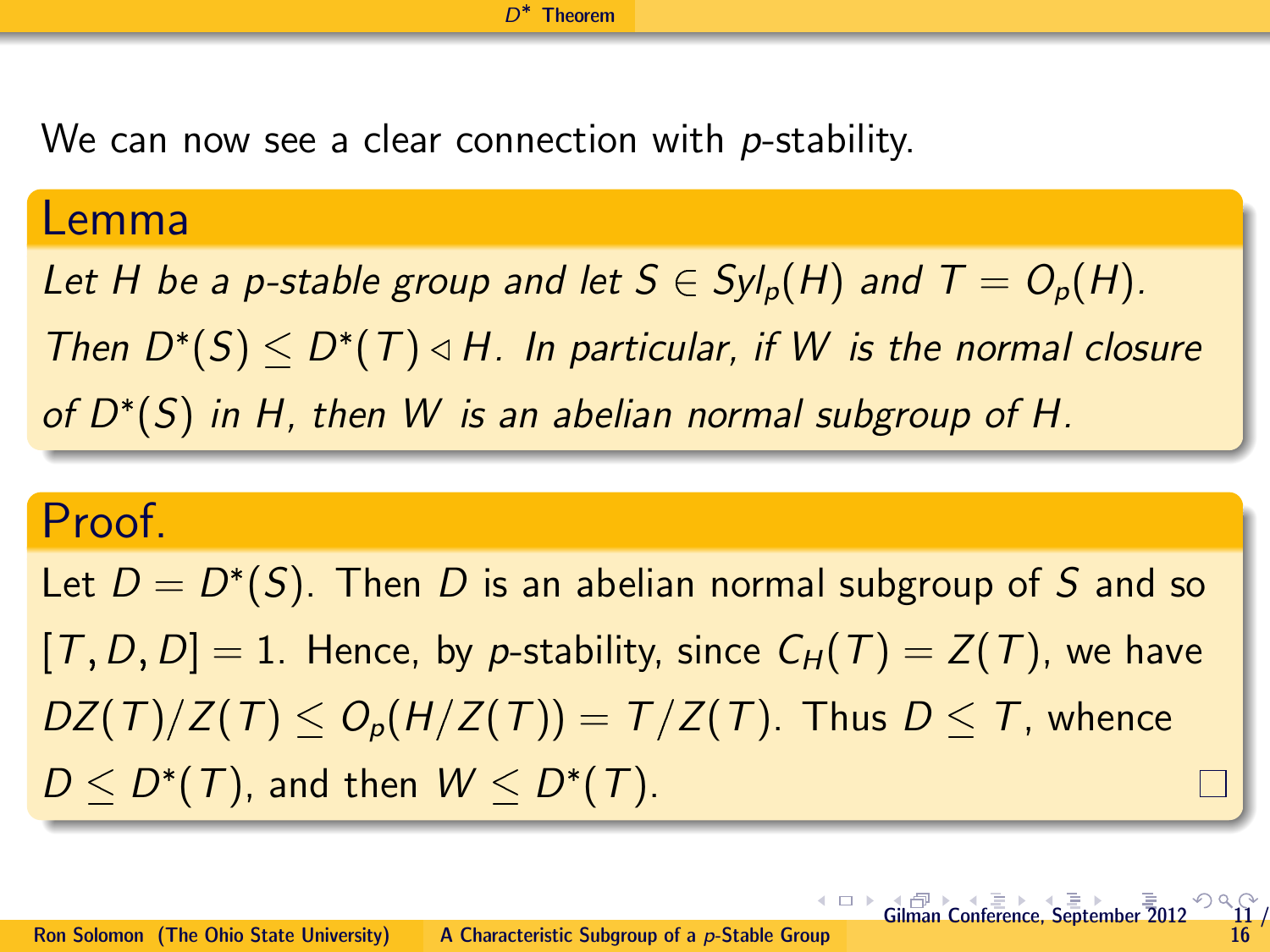We can now see a clear connection with $p$-stability.

**Lemma**

*Let $H$ be a $p$-stable group and let $S \in Syl_p(H)$ and $T = O_p(H)$. Then $D^*(S) \leq D^*(T) \triangleleft H$. In particular, if $W$ is the normal closure of $D^*(S)$ in $H$, then $W$ is an abelian normal subgroup of $H$.*

**Proof.**

Let $D = D^*(S)$. Then $D$ is an abelian normal subgroup of $S$ and so $[T, D, D] = 1$. Hence, by $p$-stability, since $C_H(T) = Z(T)$, we have $DZ(T)/Z(T) \leq O_p(H/Z(T)) = T/Z(T)$. Thus $D \leq T$, whence $D \leq D^*(T)$, and then $W \leq D^*(T)$. □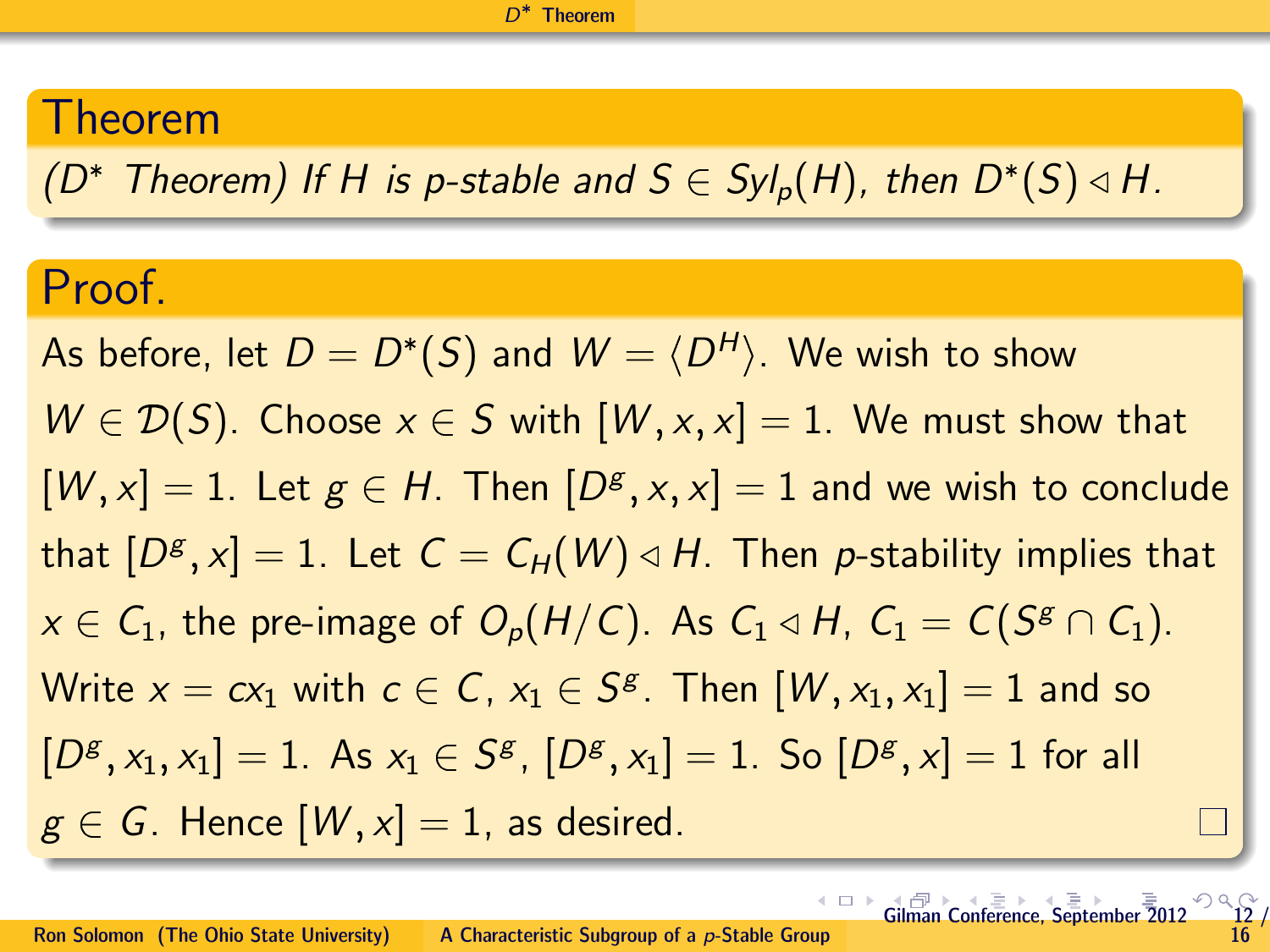## Theorem

*($D^*$ Theorem) If $H$ is $p$-stable and $S \in Syl_p(H)$, then $D^*(S) \lhd H$.*

## Proof.

As before, let $D = D^*(S)$ and $W = \langle D^H \rangle$. We wish to show $W \in \mathcal{D}(S)$. Choose $x \in S$ with $[W, x, x] = 1$. We must show that $[W, x] = 1$. Let $g \in H$. Then $[D^g, x, x] = 1$ and we wish to conclude that $[D^g, x] = 1$. Let $C = C_H(W) \lhd H$. Then $p$-stability implies that $x \in C_1$, the pre-image of $O_p(H/C)$. As $C_1 \lhd H$, $C_1 = C(S^g \cap C_1)$. Write $x = cx_1$ with $c \in C$, $x_1 \in S^g$. Then $[W, x_1, x_1] = 1$ and so $[D^g, x_1, x_1] = 1$. As $x_1 \in S^g$, $[D^g, x_1] = 1$. So $[D^g, x] = 1$ for all $g \in G$. Hence $[W, x] = 1$, as desired. □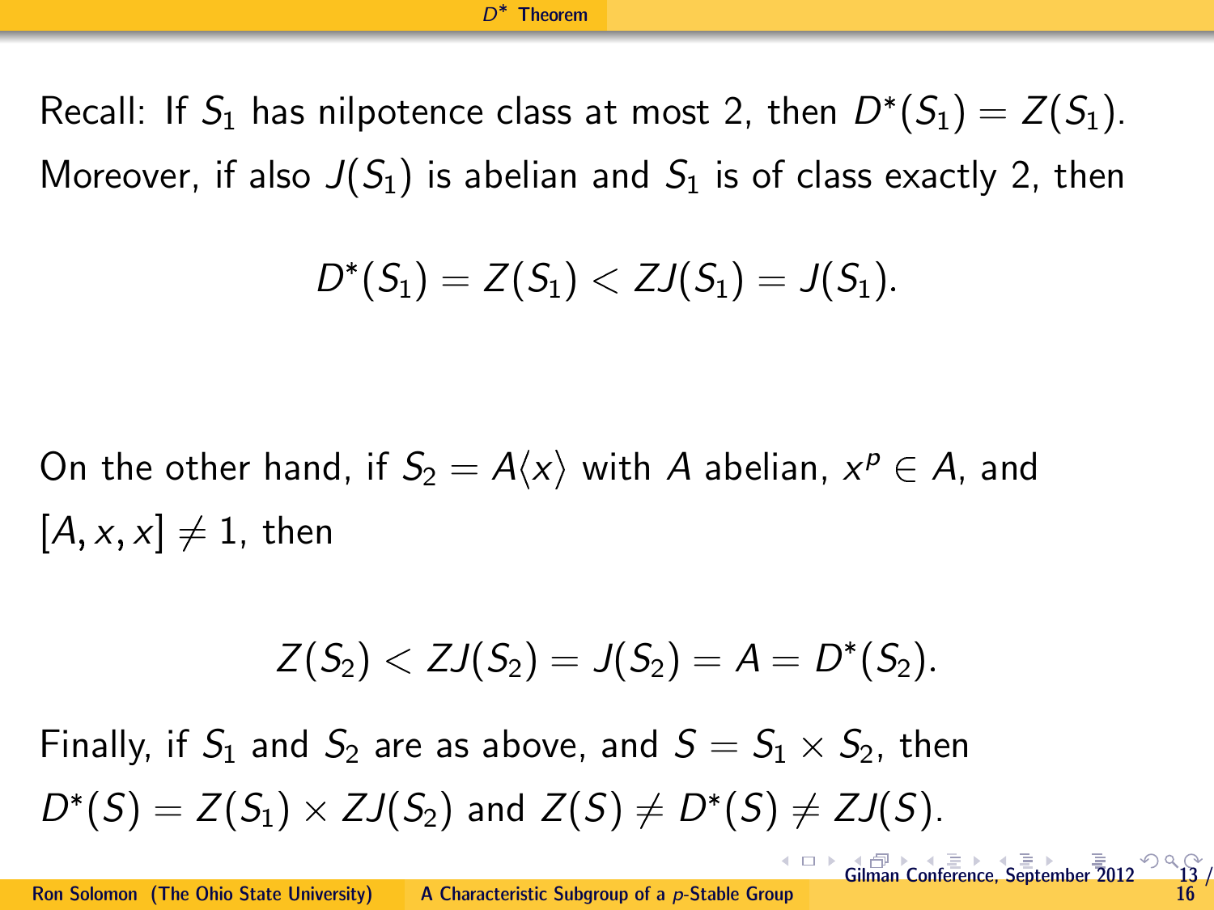## $D^*$ Theorem

Recall: If $S_1$ has nilpotence class at most 2, then $D^*(S_1) = Z(S_1)$. Moreover, if also $J(S_1)$ is abelian and $S_1$ is of class exactly 2, then

$$D^*(S_1) = Z(S_1) < ZJ(S_1) = J(S_1).$$

On the other hand, if $S_2 = A\langle x \rangle$ with $A$ abelian, $x^p \in A$, and $[A, x, x] \neq 1$, then

$$Z(S_2) < ZJ(S_2) = J(S_2) = A = D^*(S_2).$$

Finally, if $S_1$ and $S_2$ are as above, and $S = S_1 \times S_2$, then $D^*(S) = Z(S_1) \times ZJ(S_2)$ and $Z(S) \neq D^*(S) \neq ZJ(S)$.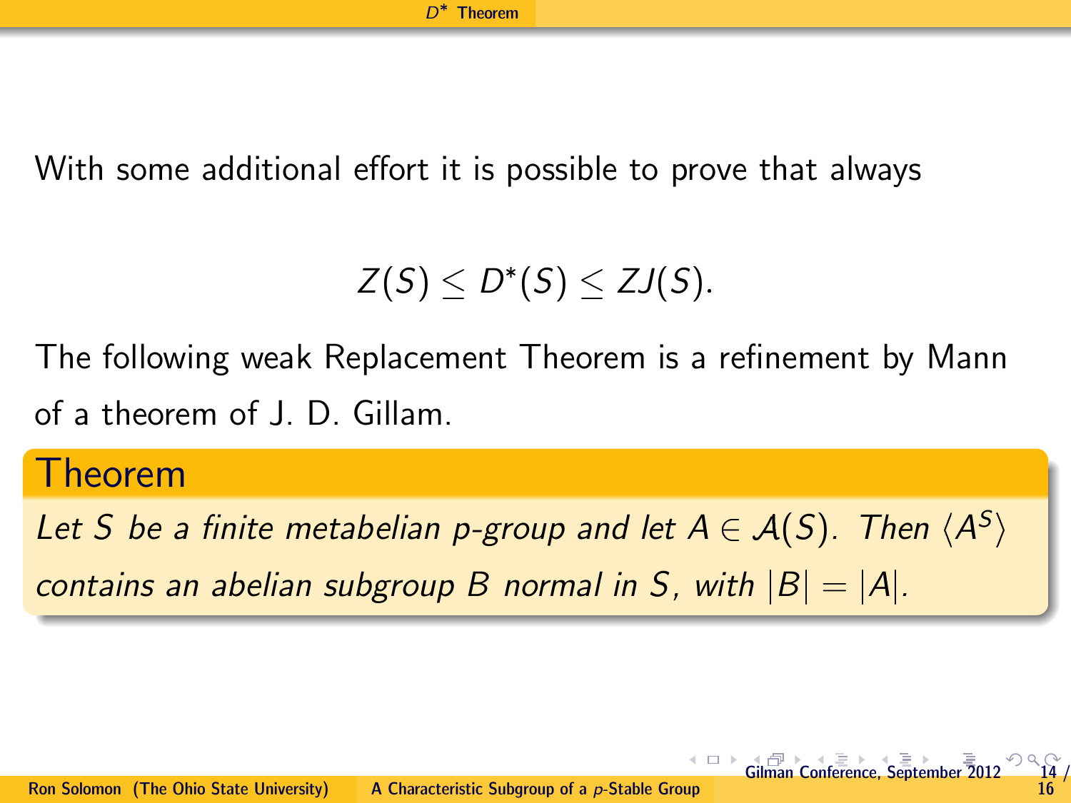With some additional effort it is possible to prove that always

$$Z(S) \leq D^{*}(S) \leq ZJ(S).$$

The following weak Replacement Theorem is a refinement by Mann of a theorem of J. D. Gillam.

**Theorem**

*Let $S$ be a finite metabelian p-group and let $A \in \mathcal{A}(S)$. Then $\langle A^{S} \rangle$ contains an abelian subgroup $B$ normal in $S$, with $|B| = |A|$.*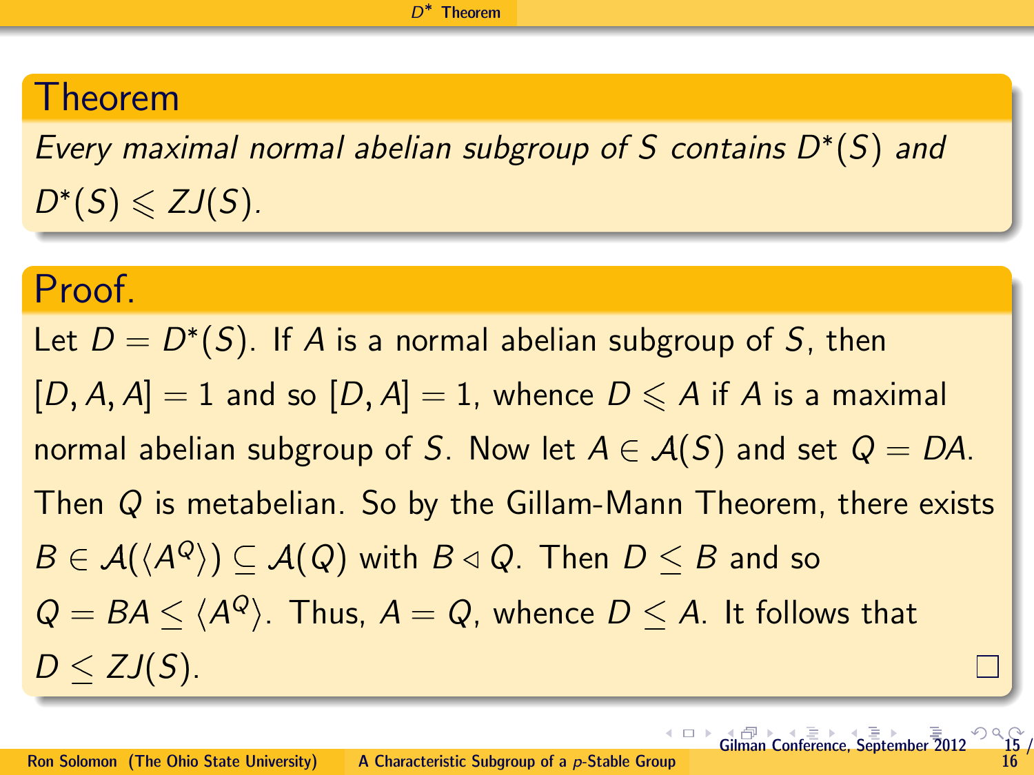## Theorem

*Every maximal normal abelian subgroup of $S$ contains $D^*(S)$ and $D^*(S) \leqslant ZJ(S)$.*

## Proof.

Let $D = D^*(S)$. If $A$ is a normal abelian subgroup of $S$, then $[D, A, A] = 1$ and so $[D, A] = 1$, whence $D \leqslant A$ if $A$ is a maximal normal abelian subgroup of $S$. Now let $A \in \mathcal{A}(S)$ and set $Q = DA$. Then $Q$ is metabelian. So by the Gillam-Mann Theorem, there exists $B \in \mathcal{A}(\langle A^Q \rangle) \subseteq \mathcal{A}(Q)$ with $B \triangleleft Q$. Then $D \leq B$ and so $Q = BA \leq \langle A^Q \rangle$. Thus, $A = Q$, whence $D \leq A$. It follows that $D \leq ZJ(S)$. □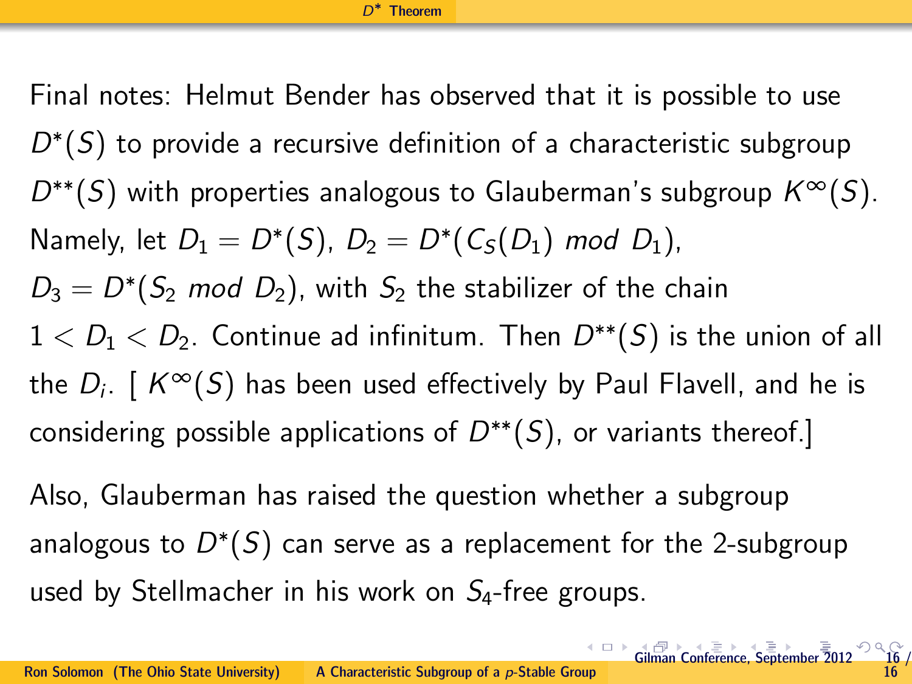Final notes: Helmut Bender has observed that it is possible to use $D^*(S)$ to provide a recursive definition of a characteristic subgroup $D^{**}(S)$ with properties analogous to Glauberman's subgroup $K^\infty(S)$. Namely, let $D_1 = D^*(S)$, $D_2 = D^*(C_S(D_1) \ mod \ D_1)$, $D_3 = D^*(S_2 \ mod \ D_2)$, with $S_2$ the stabilizer of the chain $1 < D_1 < D_2$. Continue ad infinitum. Then $D^{**}(S)$ is the union of all the $D_i$. [ $K^\infty(S)$ has been used effectively by Paul Flavell, and he is considering possible applications of $D^{**}(S)$, or variants thereof.]

Also, Glauberman has raised the question whether a subgroup analogous to $D^*(S)$ can serve as a replacement for the 2-subgroup used by Stellmacher in his work on $S_4$-free groups.